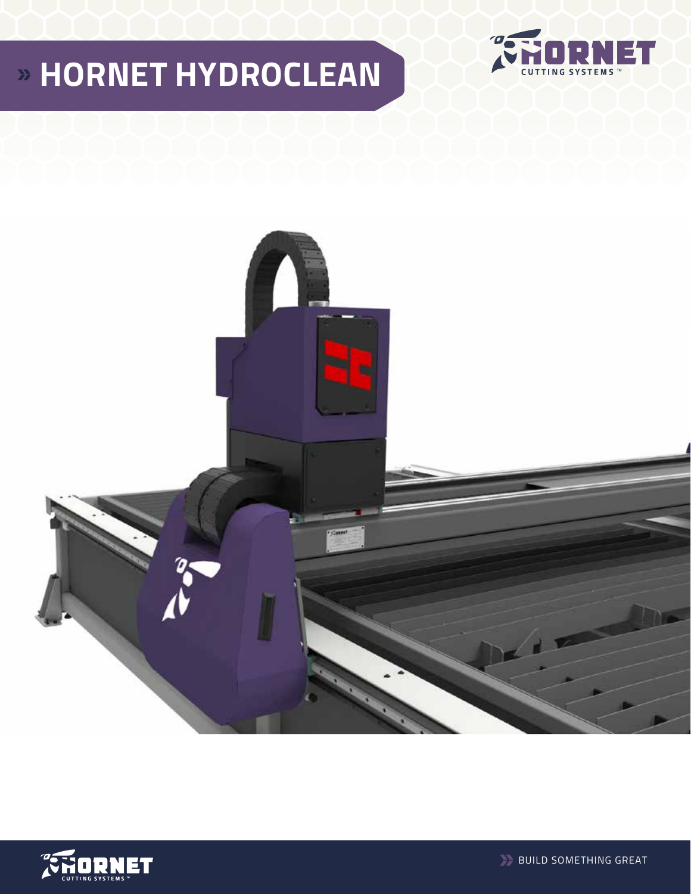# » HORNET HYDROCLEAN

HORNET CUTTING SYSTEMS ™

BUILD SOMETHING GREAT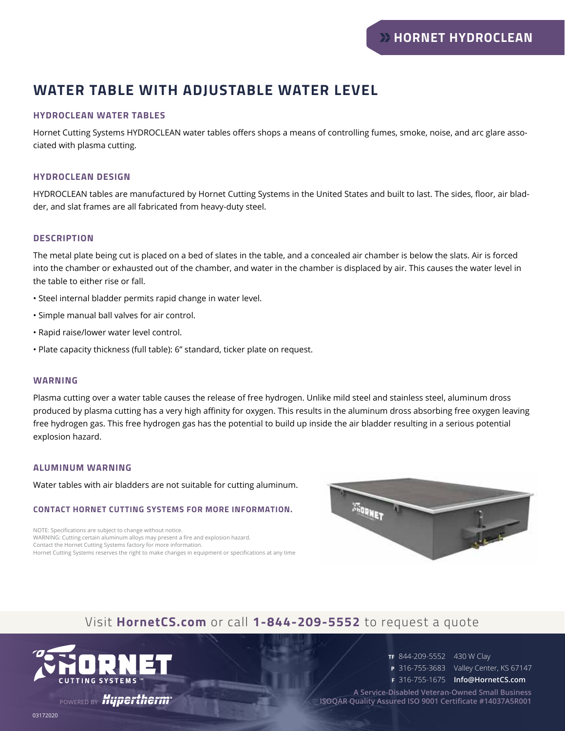# HORNET HYDROCLEAN

## WATER TABLE WITH ADJUSTABLE WATER LEVEL

### HYDROCLEAN WATER TABLES

Hornet Cutting Systems HYDROCLEAN water tables offers shops a means of controlling fumes, smoke, noise, and arc glare associated with plasma cutting.

### HYDROCLEAN DESIGN

HYDROCLEAN tables are manufactured by Hornet Cutting Systems in the United States and built to last. The sides, floor, air bladder, and slat frames are all fabricated from heavy-duty steel.

### DESCRIPTION

The metal plate being cut is placed on a bed of slates in the table, and a concealed air chamber is below the slats. Air is forced into the chamber or exhausted out of the chamber, and water in the chamber is displaced by air. This causes the water level in the table to either rise or fall.

- Steel internal bladder permits rapid change in water level.
- Simple manual ball valves for air control.
- Rapid raise/lower water level control.
- Plate capacity thickness (full table): 6" standard, ticker plate on request.

### WARNING

Plasma cutting over a water table causes the release of free hydrogen. Unlike mild steel and stainless steel, aluminum dross produced by plasma cutting has a very high affinity for oxygen. This results in the aluminum dross absorbing free oxygen leaving free hydrogen gas. This free hydrogen gas has the potential to build up inside the air bladder resulting in a serious potential explosion hazard.

### ALUMINUM WARNING

Water tables with air bladders are not suitable for cutting aluminum.

**CONTACT HORNET CUTTING SYSTEMS FOR MORE INFORMATION.**

NOTE: Specifications are subject to change without notice.
WARNING: Cutting certain aluminum alloys may present a fire and explosion hazard.
Contact the Hornet Cutting Systems factory for more information.
Hornet Cutting Systems reserves the right to make changes in equipment or specifications at any time

Visit **HornetCS.com** or call **1-844-209-5552** to request a quote

HORNET CUTTING SYSTEMS™

POWERED BY Hypertherm

TF 844-209-5552 430 W Clay
P 316-755-3683 Valley Center, KS 67147
F 316-755-1675 **Info@HornetCS.com**

A Service-Disabled Veteran-Owned Small Business
ISOQAR Quality Assured ISO 9001 Certificate #14037A5R001

03172020